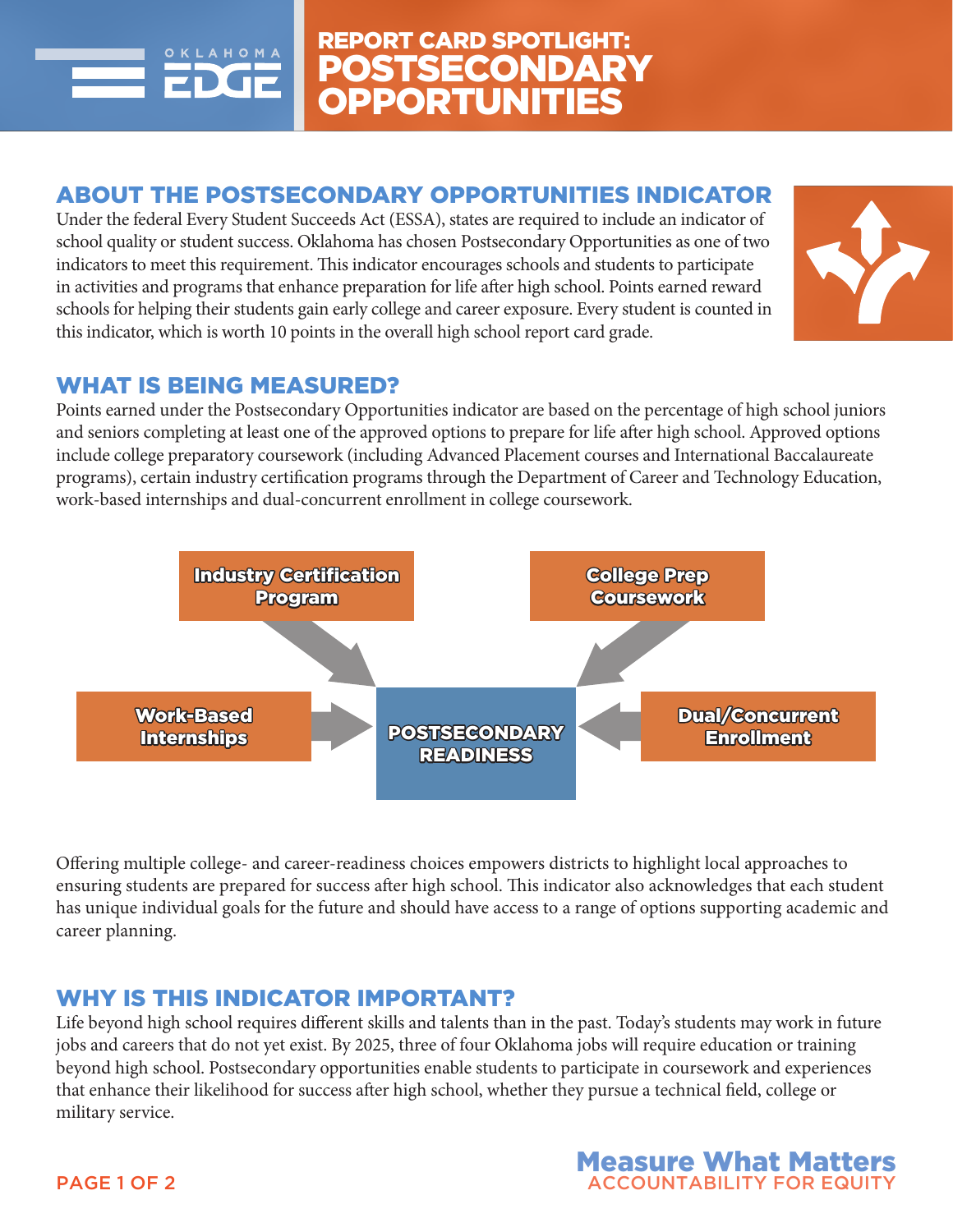# REPORT CARD SPOTLIGHT: POSTSECONDARY OPPORTUNITIES

## ABOUT THE POSTSECONDARY OPPORTUNITIES INDICATOR

Under the federal Every Student Succeeds Act (ESSA), states are required to include an indicator of school quality or student success. Oklahoma has chosen Postsecondary Opportunities as one of two indicators to meet this requirement. This indicator encourages schools and students to participate in activities and programs that enhance preparation for life after high school. Points earned reward schools for helping their students gain early college and career exposure. Every student is counted in this indicator, which is worth 10 points in the overall high school report card grade.

## WHAT IS BEING MEASURED?

Points earned under the Postsecondary Opportunities indicator are based on the percentage of high school juniors and seniors completing at least one of the approved options to prepare for life after high school. Approved options include college preparatory coursework (including Advanced Placement courses and International Baccalaureate programs), certain industry certification programs through the Department of Career and Technology Education, work-based internships and dual-concurrent enrollment in college coursework.

- Industry Certification Program
- College Prep Coursework
- Work-Based Internships
- Dual/Concurrent Enrollment

→ POSTSECONDARY READINESS

Offering multiple college- and career-readiness choices empowers districts to highlight local approaches to ensuring students are prepared for success after high school. This indicator also acknowledges that each student has unique individual goals for the future and should have access to a range of options supporting academic and career planning.

## WHY IS THIS INDICATOR IMPORTANT?

Life beyond high school requires different skills and talents than in the past. Today's students may work in future jobs and careers that do not yet exist. By 2025, three of four Oklahoma jobs will require education or training beyond high school. Postsecondary opportunities enable students to participate in coursework and experiences that enhance their likelihood for success after high school, whether they pursue a technical field, college or military service.

**Measure What Matters**
ACCOUNTABILITY FOR EQUITY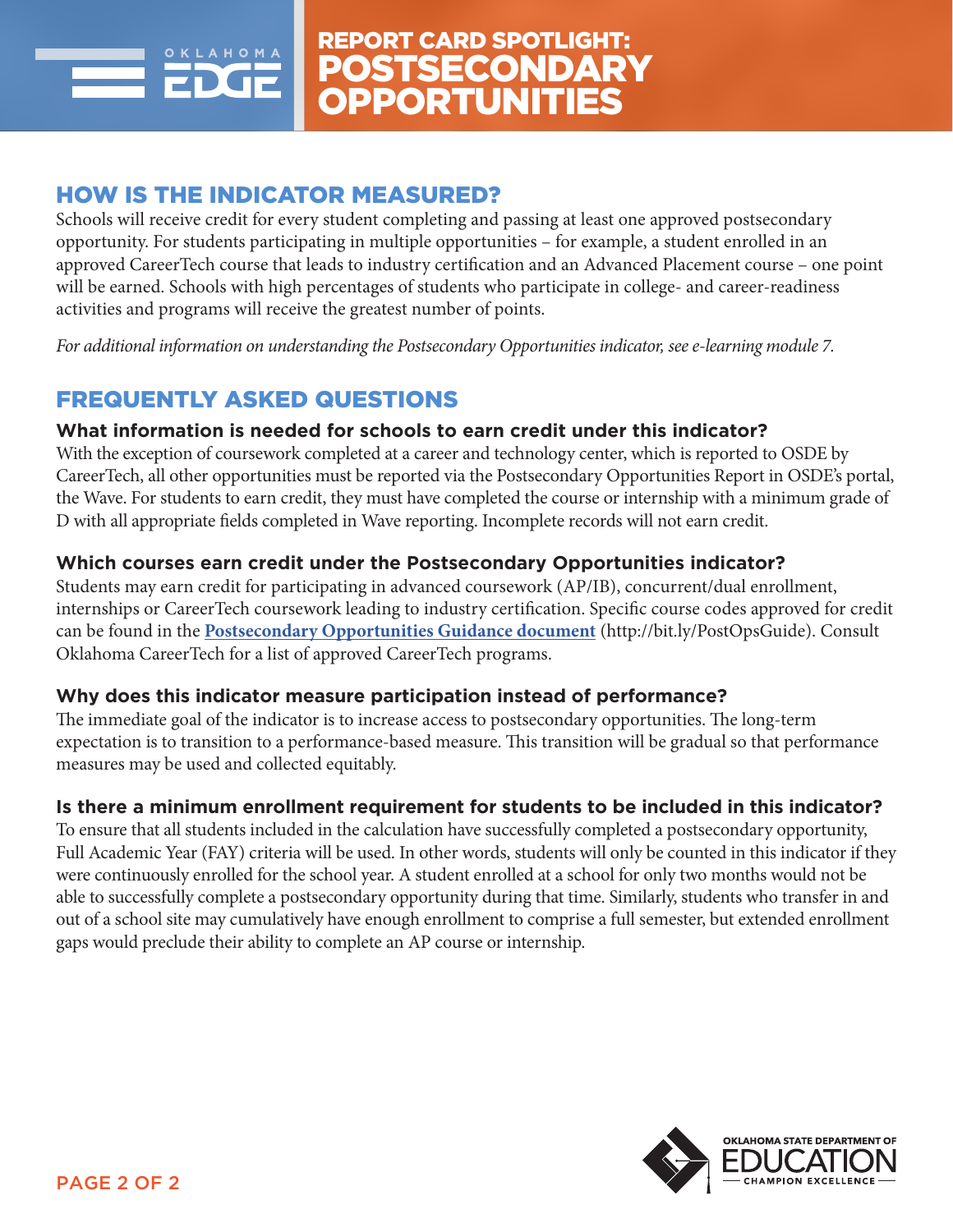# REPORT CARD SPOTLIGHT: POSTSECONDARY OPPORTUNITIES

## HOW IS THE INDICATOR MEASURED?

Schools will receive credit for every student completing and passing at least one approved postsecondary opportunity. For students participating in multiple opportunities – for example, a student enrolled in an approved CareerTech course that leads to industry certification and an Advanced Placement course – one point will be earned. Schools with high percentages of students who participate in college- and career-readiness activities and programs will receive the greatest number of points.

*For additional information on understanding the Postsecondary Opportunities indicator, see e-learning module 7.*

## FREQUENTLY ASKED QUESTIONS

### What information is needed for schools to earn credit under this indicator?

With the exception of coursework completed at a career and technology center, which is reported to OSDE by CareerTech, all other opportunities must be reported via the Postsecondary Opportunities Report in OSDE's portal, the Wave. For students to earn credit, they must have completed the course or internship with a minimum grade of D with all appropriate fields completed in Wave reporting. Incomplete records will not earn credit.

### Which courses earn credit under the Postsecondary Opportunities indicator?

Students may earn credit for participating in advanced coursework (AP/IB), concurrent/dual enrollment, internships or CareerTech coursework leading to industry certification. Specific course codes approved for credit can be found in the **Postsecondary Opportunities Guidance document** (http://bit.ly/PostOpsGuide). Consult Oklahoma CareerTech for a list of approved CareerTech programs.

### Why does this indicator measure participation instead of performance?

The immediate goal of the indicator is to increase access to postsecondary opportunities. The long-term expectation is to transition to a performance-based measure. This transition will be gradual so that performance measures may be used and collected equitably.

### Is there a minimum enrollment requirement for students to be included in this indicator?

To ensure that all students included in the calculation have successfully completed a postsecondary opportunity, Full Academic Year (FAY) criteria will be used. In other words, students will only be counted in this indicator if they were continuously enrolled for the school year. A student enrolled at a school for only two months would not be able to successfully complete a postsecondary opportunity during that time. Similarly, students who transfer in and out of a school site may cumulatively have enough enrollment to comprise a full semester, but extended enrollment gaps would preclude their ability to complete an AP course or internship.